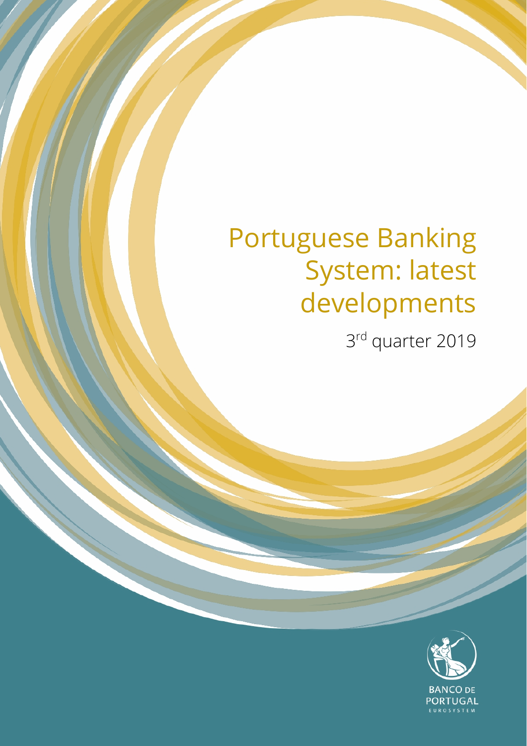# Portuguese Banking System: latest developments

3rd quarter 2019

BANCO DE PORTUGAL
EUROSYSTEM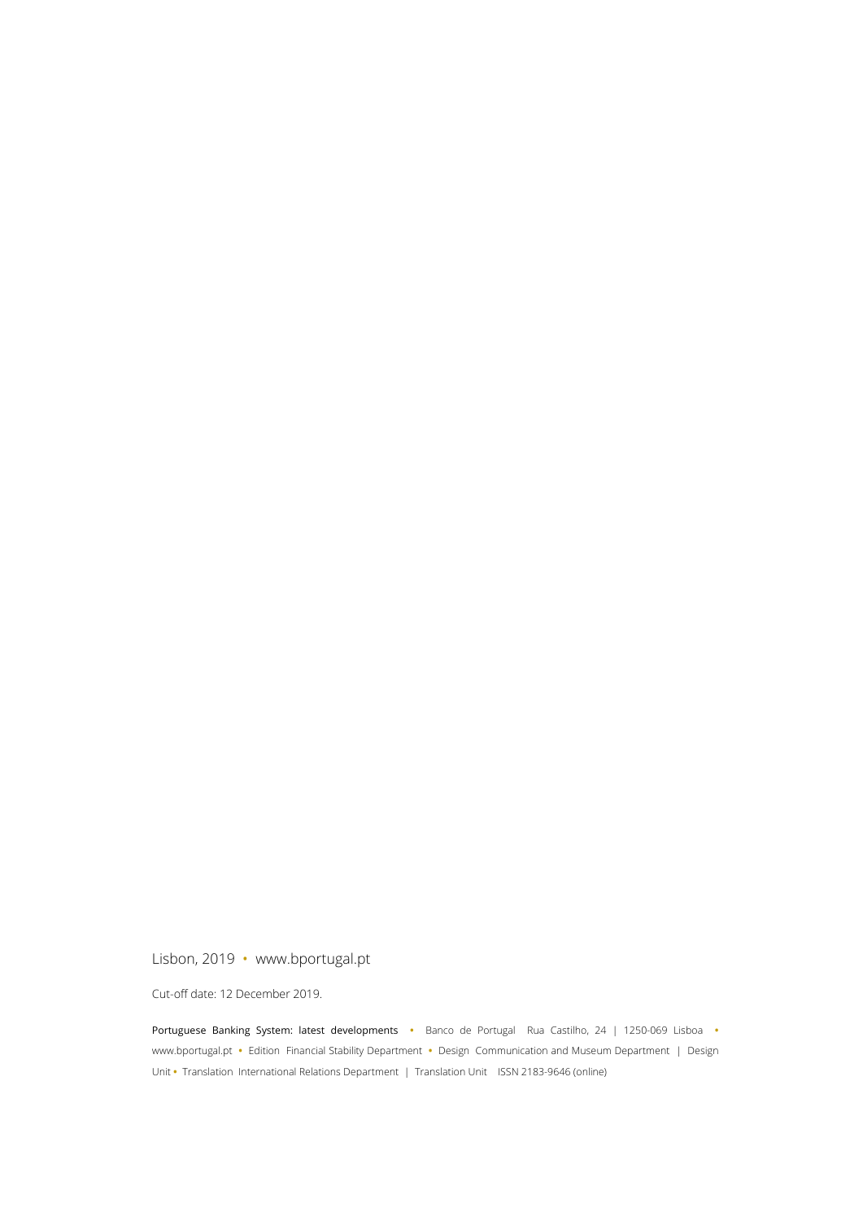Lisbon, 2019 • www.bportugal.pt

Cut-off date: 12 December 2019.

Portuguese Banking System: latest developments • Banco de Portugal Rua Castilho, 24 | 1250-069 Lisboa • www.bportugal.pt • Edition Financial Stability Department • Design Communication and Museum Department | Design Unit • Translation International Relations Department | Translation Unit ISSN 2183-9646 (online)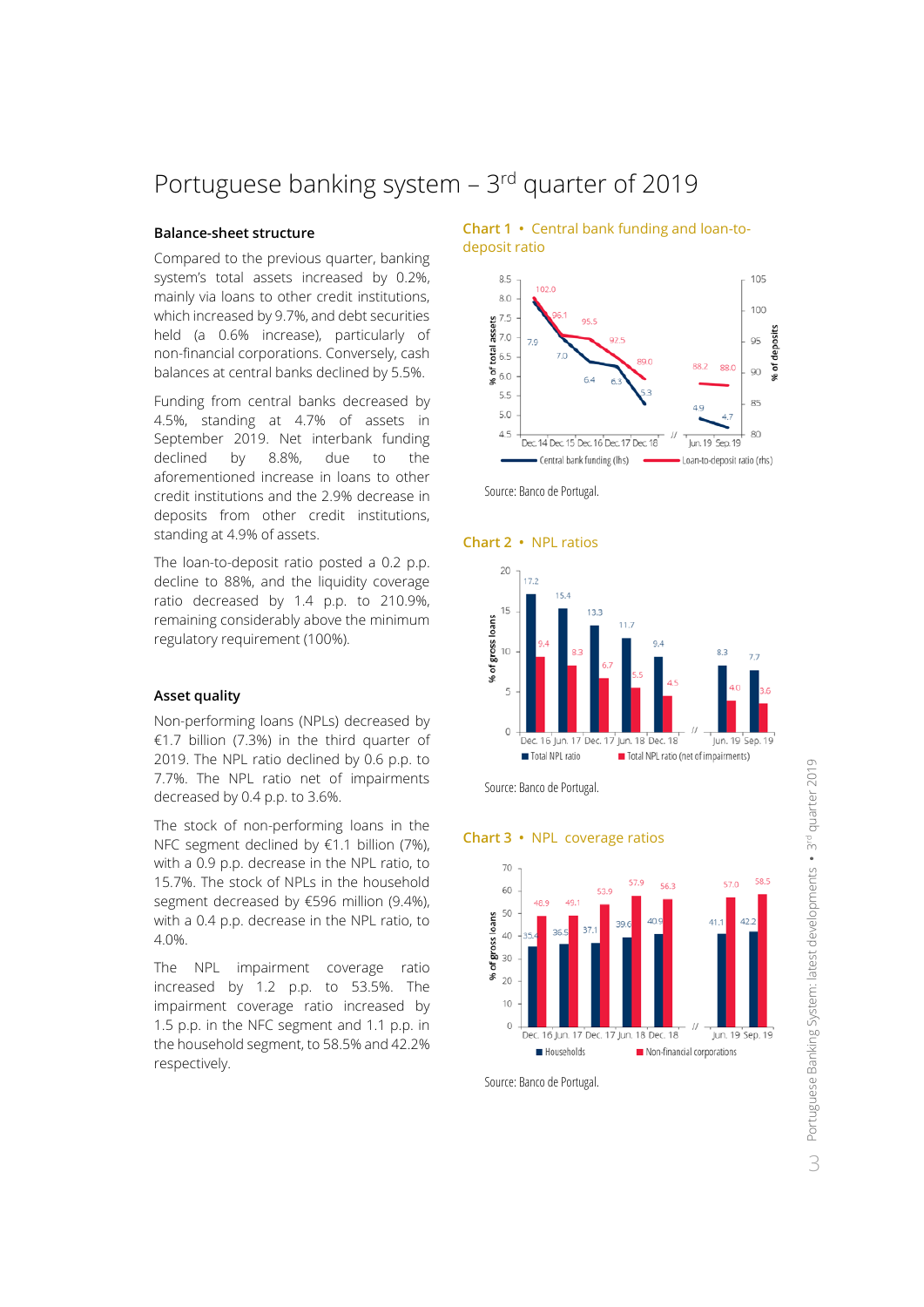# Portuguese banking system – 3rd quarter of 2019

## Balance-sheet structure

Compared to the previous quarter, banking system's total assets increased by 0.2%, mainly via loans to other credit institutions, which increased by 9.7%, and debt securities held (a 0.6% increase), particularly of non-financial corporations. Conversely, cash balances at central banks declined by 5.5%.

Funding from central banks decreased by 4.5%, standing at 4.7% of assets in September 2019. Net interbank funding declined by 8.8%, due to the aforementioned increase in loans to other credit institutions and the 2.9% decrease in deposits from other credit institutions, standing at 4.9% of assets.

The loan-to-deposit ratio posted a 0.2 p.p. decline to 88%, and the liquidity coverage ratio decreased by 1.4 p.p. to 210.9%, remaining considerably above the minimum regulatory requirement (100%).

## Asset quality

Non-performing loans (NPLs) decreased by €1.7 billion (7.3%) in the third quarter of 2019. The NPL ratio declined by 0.6 p.p. to 7.7%. The NPL ratio net of impairments decreased by 0.4 p.p. to 3.6%.

The stock of non-performing loans in the NFC segment declined by €1.1 billion (7%), with a 0.9 p.p. decrease in the NPL ratio, to 15.7%. The stock of NPLs in the household segment decreased by €596 million (9.4%), with a 0.4 p.p. decrease in the NPL ratio, to 4.0%.

The NPL impairment coverage ratio increased by 1.2 p.p. to 53.5%. The impairment coverage ratio increased by 1.5 p.p. in the NFC segment and 1.1 p.p. in the household segment, to 58.5% and 42.2% respectively.

**Chart 1 • Central bank funding and loan-to-deposit ratio**

| | Dec. 14 | Dec. 15 | Dec. 16 | Dec. 17 | Dec. 18 | Jun. 19 | Sep. 19 |
|---|---|---|---|---|---|---|---|
| Central bank funding (lhs, % of total assets) | 7.9 | 7.0 | 6.4 | 6.3 | 5.3 | 4.9 | 4.7 |
| Loan-to-deposit ratio (rhs, % of deposits) | 102.0 | 96.1 | 95.5 | 92.5 | 89.0 | 88.2 | 88.0 |

Source: Banco de Portugal.

**Chart 2 • NPL ratios**

| % of gross loans | Dec. 16 | Jun. 17 | Dec. 17 | Jun. 18 | Dec. 18 | Jun. 19 | Sep. 19 |
|---|---|---|---|---|---|---|---|
| Total NPL ratio | 17.2 | 15.4 | 13.3 | 11.7 | 9.4 | 8.3 | 7.7 |
| Total NPL ratio (net of impairments) | 9.4 | 8.3 | 6.7 | 5.5 | 4.5 | 4.0 | 3.6 |

Source: Banco de Portugal.

**Chart 3 • NPL coverage ratios**

| % of gross loans | Dec. 16 | Jun. 17 | Dec. 17 | Jun. 18 | Dec. 18 | Jun. 19 | Sep. 19 |
|---|---|---|---|---|---|---|---|
| Households | 35.4 | 36.5 | 37.1 | 39.6 | 40.9 | 41.1 | 42.2 |
| Non-financial corporations | 48.9 | 49.1 | 53.9 | 57.9 | 56.3 | 57.0 | 58.5 |

Source: Banco de Portugal.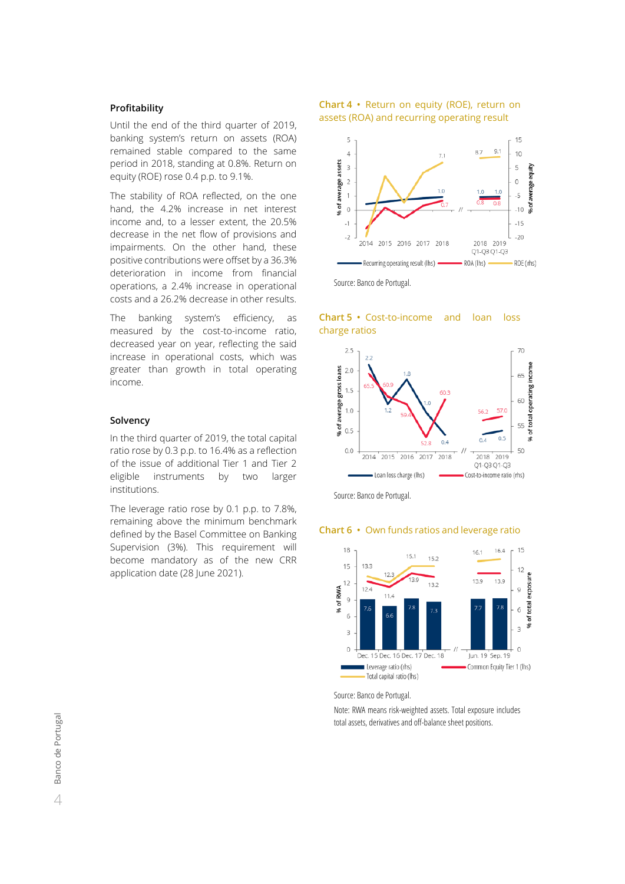## Profitability

Until the end of the third quarter of 2019, banking system's return on assets (ROA) remained stable compared to the same period in 2018, standing at 0.8%. Return on equity (ROE) rose 0.4 p.p. to 9.1%.

The stability of ROA reflected, on the one hand, the 4.2% increase in net interest income and, to a lesser extent, the 20.5% decrease in the net flow of provisions and impairments. On the other hand, these positive contributions were offset by a 36.3% deterioration in income from financial operations, a 2.4% increase in operational costs and a 26.2% decrease in other results.

The banking system's efficiency, as measured by the cost-to-income ratio, decreased year on year, reflecting the said increase in operational costs, which was greater than growth in total operating income.

## Solvency

In the third quarter of 2019, the total capital ratio rose by 0.3 p.p. to 16.4% as a reflection of the issue of additional Tier 1 and Tier 2 eligible instruments by two larger institutions.

The leverage ratio rose by 0.1 p.p. to 7.8%, remaining above the minimum benchmark defined by the Basel Committee on Banking Supervision (3%). This requirement will become mandatory as of the new CRR application date (28 June 2021).

**Chart 4 • Return on equity (ROE), return on assets (ROA) and recurring operating result**

Source: Banco de Portugal.

**Chart 5 • Cost-to-income and loan loss charge ratios**

Source: Banco de Portugal.

**Chart 6 • Own funds ratios and leverage ratio**

Source: Banco de Portugal.

Note: RWA means risk-weighted assets. Total exposure includes total assets, derivatives and off-balance sheet positions.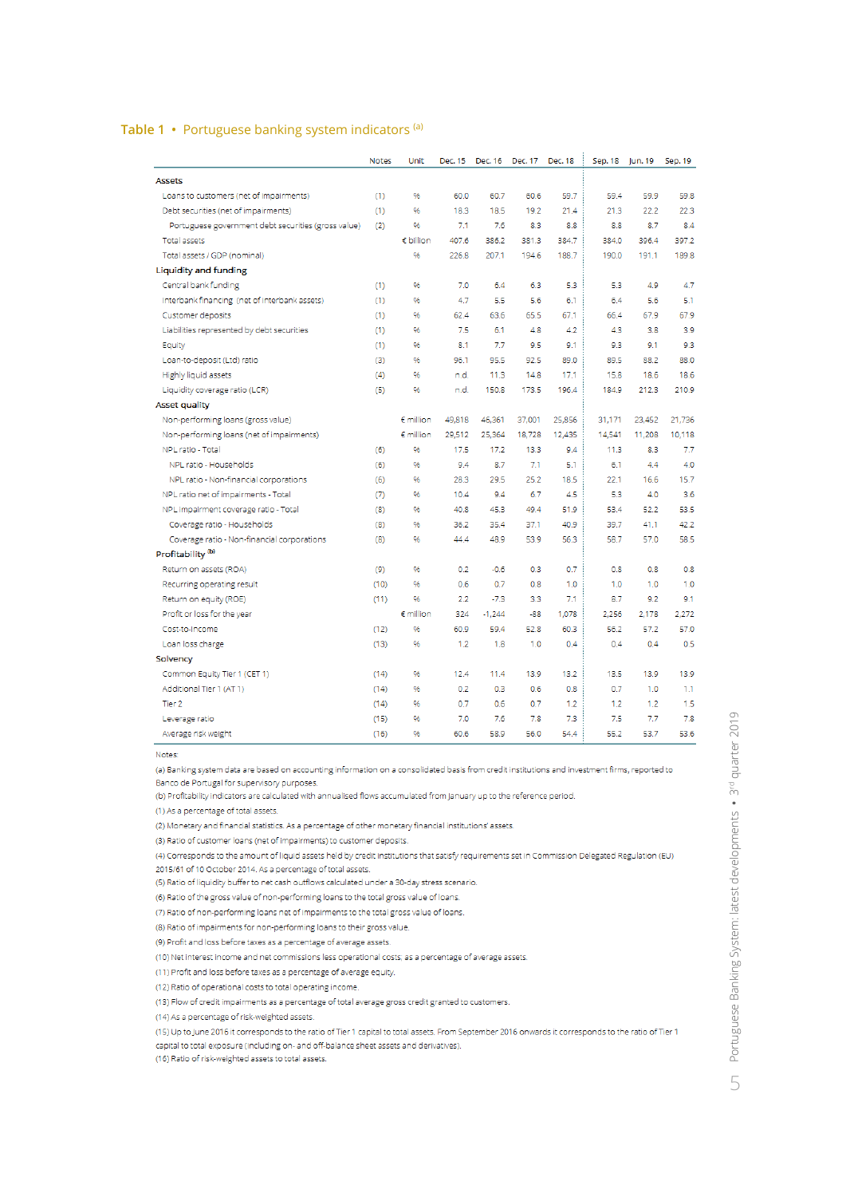## Table 1 • Portuguese banking system indicators [(a)]

| | Notes | Unit | Dec. 15 | Dec. 16 | Dec. 17 | Dec. 18 | Sep. 18 | Jun. 19 | Sep. 19 |
|---|---|---|---|---|---|---|---|---|---|
| **Assets** | | | | | | | | | |
| Loans to customers (net of impairments) | (1) | % | 60.0 | 60.7 | 60.6 | 59.7 | 59.4 | 59.9 | 59.8 |
| Debt securities (net of impairments) | (1) | % | 18.3 | 18.5 | 19.2 | 21.4 | 21.3 | 22.2 | 22.3 |
| Portuguese government debt securities (gross value) | (2) | % | 7.1 | 7.6 | 8.3 | 8.8 | 8.8 | 8.7 | 8.4 |
| Total assets | | € billion | 407.6 | 386.2 | 381.3 | 384.7 | 384.0 | 396.4 | 397.2 |
| Total assets / GDP (nominal) | | % | 226.8 | 207.1 | 194.6 | 188.7 | 190.0 | 191.1 | 189.8 |
| **Liquidity and funding** | | | | | | | | | |
| Central bank funding | (1) | % | 7.0 | 6.4 | 6.3 | 5.3 | 5.3 | 4.9 | 4.7 |
| Interbank financing (net of interbank assets) | (1) | % | 4.7 | 5.5 | 5.6 | 6.1 | 6.4 | 5.6 | 5.1 |
| Customer deposits | (1) | % | 62.4 | 63.6 | 65.5 | 67.1 | 66.4 | 67.9 | 67.9 |
| Liabilities represented by debt securities | (1) | % | 7.5 | 6.1 | 4.8 | 4.2 | 4.3 | 3.8 | 3.9 |
| Equity | (1) | % | 8.1 | 7.7 | 9.5 | 9.1 | 9.3 | 9.1 | 9.3 |
| Loan-to-deposit (LtD) ratio | (3) | % | 96.1 | 95.5 | 92.5 | 89.0 | 89.5 | 88.2 | 88.0 |
| Highly liquid assets | (4) | % | n.d. | 11.3 | 14.8 | 17.1 | 15.8 | 18.6 | 18.6 |
| Liquidity coverage ratio (LCR) | (5) | % | n.d. | 150.8 | 173.5 | 196.4 | 184.9 | 212.3 | 210.9 |
| **Asset quality** | | | | | | | | | |
| Non-performing loans (gross value) | | € million | 49,818 | 46,361 | 37,001 | 25,856 | 31,171 | 23,452 | 21,736 |
| Non-performing loans (net of impairments) | | € million | 29,512 | 25,364 | 18,728 | 12,435 | 14,541 | 11,208 | 10,118 |
| NPL ratio - Total | (6) | % | 17.5 | 17.2 | 13.3 | 9.4 | 11.3 | 8.3 | 7.7 |
| NPL ratio - Households | (6) | % | 9.4 | 8.7 | 7.1 | 5.1 | 6.1 | 4.4 | 4.0 |
| NPL ratio - Non-financial corporations | (6) | % | 28.3 | 29.5 | 25.2 | 18.5 | 22.1 | 16.6 | 15.7 |
| NPL ratio net of impairments - Total | (7) | % | 10.4 | 9.4 | 6.7 | 4.5 | 5.3 | 4.0 | 3.6 |
| NPL impairment coverage ratio - Total | (8) | % | 40.8 | 45.3 | 49.4 | 51.9 | 53.4 | 52.2 | 53.5 |
| Coverage ratio - Households | (8) | % | 36.2 | 35.4 | 37.1 | 40.9 | 39.7 | 41.1 | 42.2 |
| Coverage ratio - Non-financial corporations | (8) | % | 44.4 | 48.9 | 53.9 | 56.3 | 58.7 | 57.0 | 58.5 |
| **Profitability** [(b)] | | | | | | | | | |
| Return on assets (ROA) | (9) | % | 0.2 | -0.6 | 0.3 | 0.7 | 0.8 | 0.8 | 0.8 |
| Recurring operating result | (10) | % | 0.6 | 0.7 | 0.8 | 1.0 | 1.0 | 1.0 | 1.0 |
| Return on equity (ROE) | (11) | % | 2.2 | -7.3 | 3.3 | 7.1 | 8.7 | 9.2 | 9.1 |
| Profit or loss for the year | | € million | 324 | -1,244 | -88 | 1,078 | 2,256 | 2,178 | 2,272 |
| Cost-to-income | (12) | % | 60.9 | 59.4 | 52.8 | 60.3 | 56.2 | 57.2 | 57.0 |
| Loan loss charge | (13) | % | 1.2 | 1.8 | 1.0 | 0.4 | 0.4 | 0.4 | 0.5 |
| **Solvency** | | | | | | | | | |
| Common Equity Tier 1 (CET 1) | (14) | % | 12.4 | 11.4 | 13.9 | 13.2 | 13.5 | 13.9 | 13.9 |
| Additional Tier 1 (AT 1) | (14) | % | 0.2 | 0.3 | 0.6 | 0.8 | 0.7 | 1.0 | 1.1 |
| Tier 2 | (14) | % | 0.7 | 0.6 | 0.7 | 1.2 | 1.2 | 1.2 | 1.5 |
| Leverage ratio | (15) | % | 7.0 | 7.6 | 7.8 | 7.3 | 7.5 | 7.7 | 7.8 |
| Average risk weight | (16) | % | 60.6 | 58.9 | 56.0 | 54.4 | 55.2 | 53.7 | 53.6 |

Notes:

(a) Banking system data are based on accounting information on a consolidated basis from credit institutions and investment firms, reported to Banco de Portugal for supervisory purposes.

(b) Profitability indicators are calculated with annualised flows accumulated from January up to the reference period.

(1) As a percentage of total assets.

(2) Monetary and financial statistics. As a percentage of other monetary financial institutions' assets.

(3) Ratio of customer loans (net of impairments) to customer deposits.

(4) Corresponds to the amount of liquid assets held by credit institutions that satisfy requirements set in Commission Delegated Regulation (EU) 2015/61 of 10 October 2014. As a percentage of total assets.

(5) Ratio of liquidity buffer to net cash outflows calculated under a 30-day stress scenario.

(6) Ratio of the gross value of non-performing loans to the total gross value of loans.

(7) Ratio of non-performing loans net of impairments to the total gross value of loans.

(8) Ratio of impairments for non-performing loans to their gross value.

(9) Profit and loss before taxes as a percentage of average assets.

(10) Net interest income and net commissions less operational costs, as a percentage of average assets.

(11) Profit and loss before taxes as a percentage of average equity.

(12) Ratio of operational costs to total operating income.

(13) Flow of credit impairments as a percentage of total average gross credit granted to customers.

(14) As a percentage of risk-weighted assets.

(15) Up to June 2016 it corresponds to the ratio of Tier 1 capital to total assets. From September 2016 onwards it corresponds to the ratio of Tier 1 capital to total exposure (including on- and off-balance sheet assets and derivatives).

(16) Ratio of risk-weighted assets to total assets.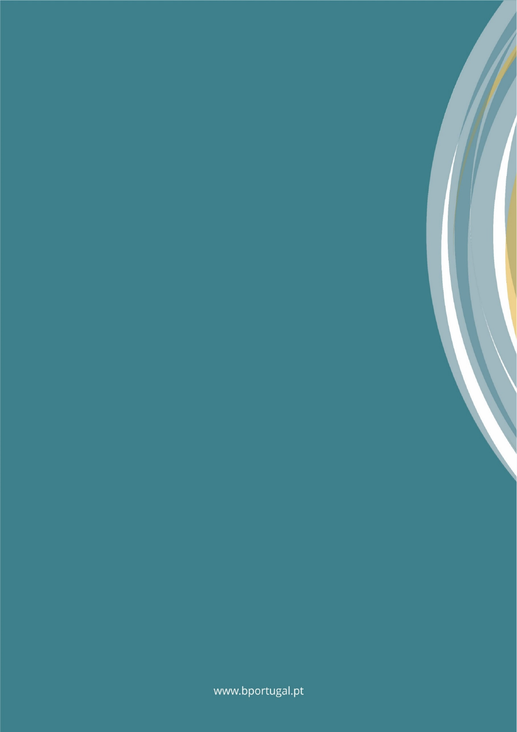www.bportugal.pt